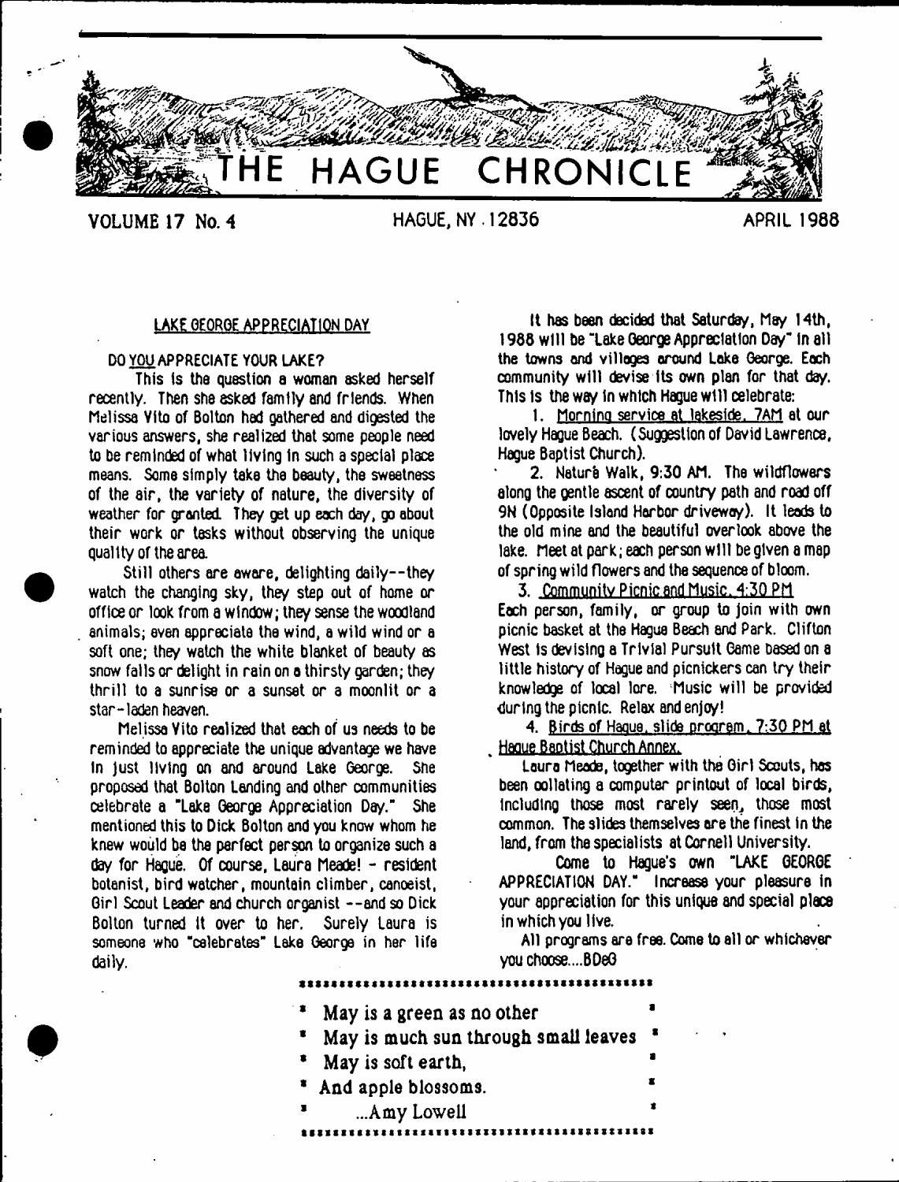# THE HAGUE CHRONICLE

VOLUME 17 No. 4 HAGUE, NY 12836 APRIL 1988

## LAKE GEORGE APPRECIATION DAY

DO YOU APPRECIATE YOUR LAKE?

This is the question a woman asked herself recently. Then she asked family and friends. When Melissa Vito of Bolton had gathered and digested the various answers, she realized that some people need to be reminded of what living in such a special place means. Some simply take the beauty, the sweetness of the air, the variety of nature, the diversity of weather for granted. They get up each day, go about their work or tasks without observing the unique quality of the area.

Still others are aware, delighting daily--they watch the changing sky, they step out of home or office or look from a window; they sense the woodland animals; even appreciate the wind, a wild wind or a soft one; they watch the white blanket of beauty as snow falls or delight in rain on a thirsty garden; they thrill to a sunrise or a sunset or a moonlit or a star-laden heaven.

Melissa Vito realized that each of us needs to be reminded to appreciate the unique advantage we have in just living on and around Lake George. She proposed that Bolton Landing and other communities celebrate a "Lake George Appreciation Day." She mentioned this to Dick Bolton and you know whom he knew would be the perfect person to organize such a day for Hague. Of course, Laura Meade! - resident botanist, bird watcher, mountain climber, canoeist, Girl Scout Leader and church organist --and so Dick Bolton turned it over to her. Surely Laura is someone who "celebrates" Lake George in her life daily.

It has been decided that Saturday, May 14th, 1988 will be "Lake George Appreciation Day" in all the towns and villages around Lake George. Each community will devise its own plan for that day. This is the way in which Hague will celebrate:

1. Morning service at lakeside, 7AM at our lovely Hague Beach. (Suggestion of David Lawrence, Hague Baptist Church).

2. Nature Walk, 9:30 AM. The wildflowers along the gentle ascent of country path and road off 9N (Opposite Island Harbor driveway). It leads to the old mine and the beautiful overlook above the lake. Meet at park; each person will be given a map of spring wild flowers and the sequence of bloom.

3. Community Picnic and Music, 4:30 PM
Each person, family, or group to join with own picnic basket at the Hague Beach and Park. Clifton West is devising a Trivial Pursuit Game based on a little history of Hague and picnickers can try their knowledge of local lore. Music will be provided during the picnic. Relax and enjoy!

4. Birds of Hague, slide program, 7:30 PM at Hague Baptist Church Annex.

Laura Meade, together with the Girl Scouts, has been collating a computer printout of local birds, including those most rarely seen, those most common. The slides themselves are the finest in the land, from the specialists at Cornell University.

Come to Hague's own "LAKE GEORGE APPRECIATION DAY." Increase your pleasure in your appreciation for this unique and special place in which you live.

All programs are free. Come to all or whichever you choose....BDeG

May is a green as no other
May is much sun through small leaves
May is soft earth,
And apple blossoms.
...Amy Lowell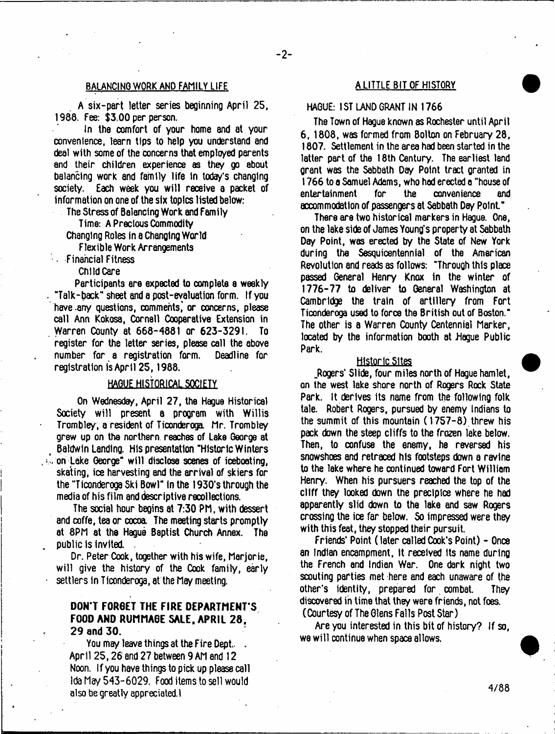## BALANCING WORK AND FAMILY LIFE

A six-part letter series beginning April 25, 1988. Fee: $3.00 per person.

In the comfort of your home and at your convenience, learn tips to help you understand and deal with some of the concerns that employed parents and their children experience as they go about balancing work and family life in today's changing society. Each week you will receive a packet of information on one of the six topics listed below:

- The Stress of Balancing Work and Family
- Time: A Precious Commodity
- Changing Roles in a Changing World
- Flexible Work Arrangements
- Financial Fitness
- Child Care

Participants are expected to complete a weekly "Talk-back" sheet and a post-evaluation form. If you have any questions, comments, or concerns, please call Ann Kokosa, Cornell Cooperative Extension in Warren County at 668-4881 or 623-3291. To register for the letter series, please call the above number for a registration form. Deadline for registration is April 25, 1988.

## HAGUE HISTORICAL SOCIETY

On Wednesday, April 27, the Hague Historical Society will present a program with Willis Trombley, a resident of Ticonderoga. Mr. Trombley grew up on the northern reaches of Lake George at Baldwin Landing. His presentation "Historic Winters on Lake George" will disclose scenes of iceboating, skating, ice harvesting and the arrival of skiers for the "Ticonderoga Ski Bowl" in the 1930's through the media of his film and descriptive recollections.

The social hour begins at 7:30 PM, with dessert and coffe, tea or cocoa. The meeting starts promptly at 8PM at the Hague Baptist Church Annex. The public is invited.

Dr. Peter Cook, together with his wife, Marjorie, will give the history of the Cook family, early settlers in Ticonderoga, at the May meeting.

## DON'T FORGET THE FIRE DEPARTMENT'S FOOD AND RUMMAGE SALE, APRIL 28, 29 and 30.

You may leave things at the Fire Dept. April 25, 26 and 27 between 9 AM and 12 Noon. If you have things to pick up please call Ida May 543-6029. Food items to sell would also be greatly appreciated.!

## A LITTLE BIT OF HISTORY

### HAGUE: 1ST LAND GRANT IN 1766

The Town of Hague known as Rochester until April 6, 1808, was formed from Bolton on February 28, 1807. Settlement in the area had been started in the latter part of the 18th Century. The earliest land grant was the Sabbath Day Point tract granted in 1766 to a Samuel Adams, who had erected a "house of entertainment for the convenience and accommodation of passengers at Sabbath Day Point."

There are two historical markers in Hague. One, on the lake side of James Young's property at Sabbath Day Point, was erected by the State of New York during the Sesquicentennial of the American Revolution and reads as follows: "Through this place passed General Henry Knox in the winter of 1776-77 to deliver to General Washington at Cambridge the train of artillery from Fort Ticonderoga used to force the British out of Boston." The other is a Warren County Centennial Marker, located by the information booth at Hague Public Park.

#### Historic Sites

Rogers' Slide, four miles north of Hague hamlet, on the west lake shore north of Rogers Rock State Park. It derives its name from the following folk tale. Robert Rogers, pursued by enemy Indians to the summit of this mountain (1757-8) threw his pack down the steep cliffs to the frozen lake below. Then, to confuse the enemy, he reversed his snowshoes and retraced his footsteps down a ravine to the lake where he continued toward Fort William Henry. When his pursuers reached the top of the cliff they looked down the precipice where he had apparently slid down to the lake and saw Rogers crossing the ice far below. So impressed were they with this feat, they stopped their pursuit.

Friends' Point (later called Cook's Point) - Once an Indian encampment, it received its name during the French and Indian War. One dark night two scouting parties met here and each unaware of the other's identity, prepared for combat. They discovered in time that they were friends, not foes. (Courtesy of The Glens Falls Post Star)

Are you interested in this bit of history? If so, we will continue when space allows.

4/88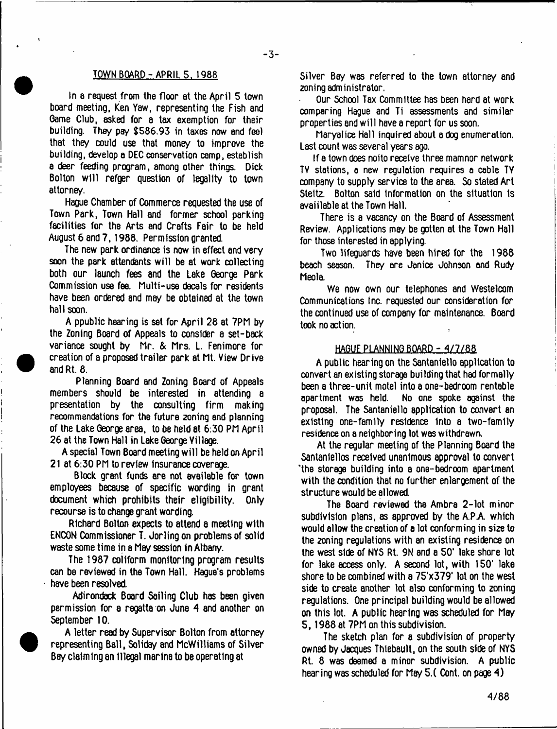## TOWN BOARD - APRIL 5, 1988

In a request from the floor at the April 5 town board meeting, Ken Yaw, representing the Fish and Game Club, asked for a tax exemption for their building. They pay $586.93 in taxes now and feel that they could use that money to improve the building, develop a DEC conservation camp, establish a deer feeding program, among other things. Dick Bolton will refger question of legality to town attorney.

Hague Chamber of Commerce requested the use of Town Park, Town Hall and former school parking facilities for the Arts and Crafts Fair to be held August 6 and 7, 1988. Permission granted.

The new park ordinance is now in effect and very soon the park attendants will be at work collecting both our launch fees and the Lake George Park Commission use fee. Multi-use decals for residents have been ordered and may be obtained at the town hall soon.

A ppublic hearing is set for April 28 at 7PM by the Zoning Board of Appeals to consider a set-back variance sought by Mr. & Mrs. L. Fenimore for creation of a proposed trailer park at Mt. View Drive and Rt. 8.

Planning Board and Zoning Board of Appeals members should be interested in attending a presentation by the consulting firm making recommendations for the future zoning and planning of the Lake George area, to be held at 6:30 PM April 26 at the Town Hall in Lake George Village.

A special Town Board meeting will be held on April 21 at 6:30 PM to review insurance coverage.

Block grant funds are not available for town employees because of specific wording in grant document which prohibits their eligibility. Only recourse is to change grant wording.

Richard Bolton expects to attend a meeting with ENCON Commissioner T. Jorling on problems of solid waste some time in a May session in Albany.

The 1987 coliform monitoring program results can be reviewed in the Town Hall. Hague's problems have been resolved.

Adirondack Board Sailing Club has been given permission for a regatta on June 4 and another on September 10.

A letter read by Supervisor Bolton from attorney representing Ball, Soliday and McWilliams of Silver Bay claiming an illegal marina to be operating at Silver Bay was referred to the town attorney and zoning administrator.

Our School Tax Committee has been hard at work comparing Hague and Ti assessments and similar properties and will have a report for us soon.

Maryalice Hall inquired about a dog enumeration. Last count was several years ago.

If a town does nolto receive three mamnor network TV stations, a new regulation requires a cable TV company to supply service to the area. So stated Art Steitz. Bolton said information on the situation is availlable at the Town Hall.

There is a vacancy on the Board of Assessment Review. Applications may be gotten at the Town Hall for those interested in applying.

Two lifeguards have been hired for the 1988 beach season. They are Janice Johnson and Rudy Meola.

We now own our telephones and Westelcom Communications Inc. requested our consideration for the continued use of company for maintenance. Board took no action.

## HAGUE PLANNING BOARD - 4/7/88

A public hearing on the Santaniello application to convert an existing storage building that had formally been a three-unit motel into a one-bedroom rentable apartment was held. No one spoke against the proposal. The Santaniello application to convert an existing one-family residence into a two-family residence on a neighboring lot was withdrawn.

At the regular meeting of the Planning Board the Santaniellos received unanimous approval to convert the storage building into a one-bedroom apartment with the condition that no further enlargement of the structure would be allowed.

The Board reviewed the Ambra 2-lot minor subdivision plans, as approved by the A.P.A. which would allow the creation of a lot conforming in size to the zoning regulations with an existing residence on the west side of NYS Rt. 9N and a 50' lake shore lot for lake access only. A second lot, with 150' lake shore to be combined with a 75'x379' lot on the west side to create another lot also conforming to zoning regulations. One principal building would be allowed on this lot. A public hearing was scheduled for May 5, 1988 at 7PM on this subdivision.

The sketch plan for a subdivision of property owned by Jacques Thiebault, on the south side of NYS Rt. 8 was deemed a minor subdivision. A public hearing was scheduled for May 5.( Cont. on page 4)

4/88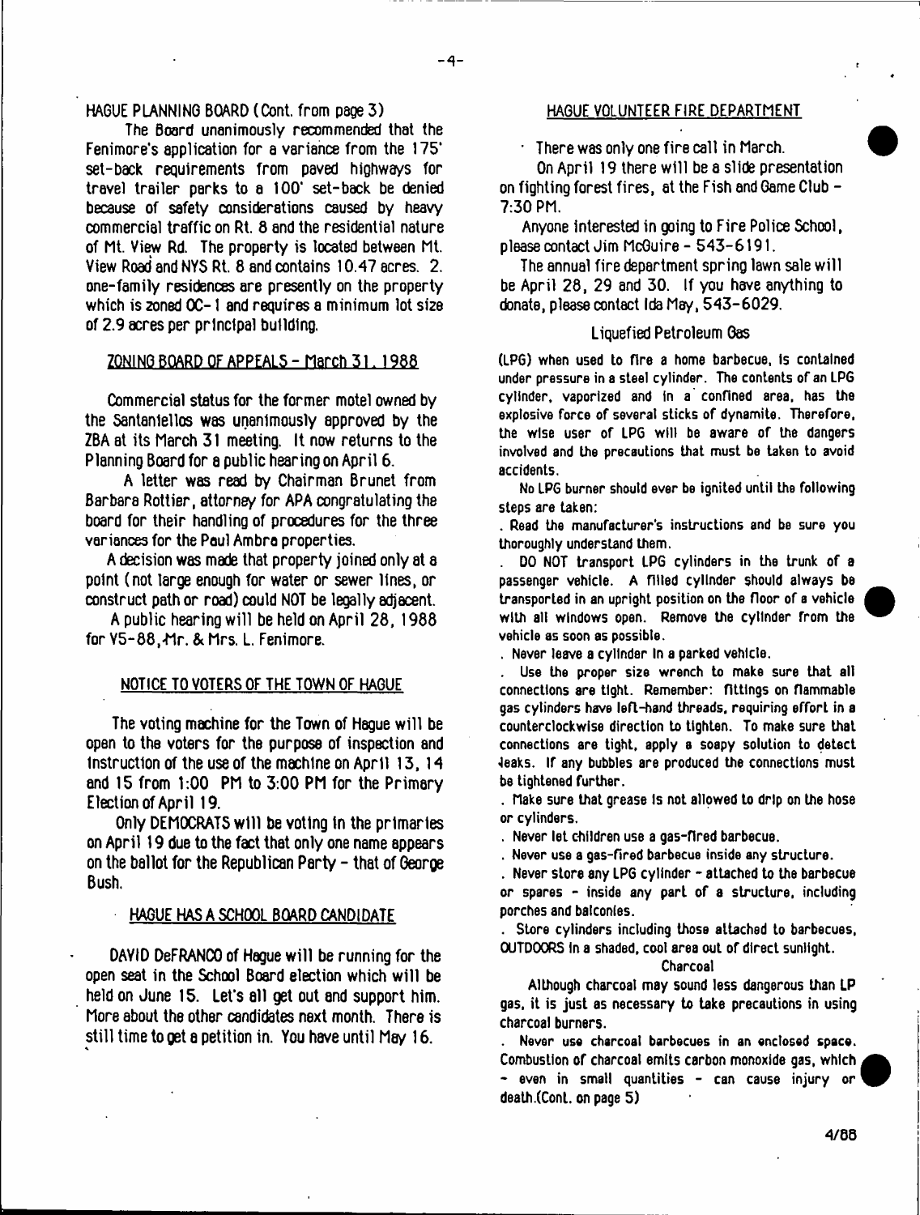HAGUE PLANNING BOARD (Cont. from page 3)

The Board unanimously recommended that the Fenimore's application for a variance from the 175' set-back requirements from paved highways for travel trailer parks to a 100' set-back be denied because of safety considerations caused by heavy commercial traffic on Rt. 8 and the residential nature of Mt. View Rd. The property is located between Mt. View Road and NYS Rt. 8 and contains 10.47 acres. 2. one-family residences are presently on the property which is zoned OC-1 and requires a minimum lot size of 2.9 acres per principal building.

## ZONING BOARD OF APPEALS - March 31, 1988

Commercial status for the former motel owned by the Santaniellos was unanimously approved by the ZBA at its March 31 meeting. It now returns to the Planning Board for a public hearing on April 6.

A letter was read by Chairman Brunet from Barbara Rottier, attorney for APA congratulating the board for their handling of procedures for the three variances for the Paul Ambra properties.

A decision was made that property joined only at a point (not large enough for water or sewer lines, or construct path or road) could NOT be legally adjacent.

A public hearing will be held on April 28, 1988 for V5-88, Mr. & Mrs. L. Fenimore.

## NOTICE TO VOTERS OF THE TOWN OF HAGUE

The voting machine for the Town of Hague will be open to the voters for the purpose of inspection and instruction of the use of the machine on April 13, 14 and 15 from 1:00 PM to 3:00 PM for the Primary Election of April 19.

Only DEMOCRATS will be voting in the primaries on April 19 due to the fact that only one name appears on the ballot for the Republican Party - that of George Bush.

## HAGUE HAS A SCHOOL BOARD CANDIDATE

DAVID DeFRANCO of Hague will be running for the open seat in the School Board election which will be held on June 15. Let's all get out and support him. More about the other candidates next month. There is still time to get a petition in. You have until May 16.

## HAGUE VOLUNTEER FIRE DEPARTMENT

There was only one fire call in March.

On April 19 there will be a slide presentation on fighting forest fires, at the Fish and Game Club - 7:30 PM.

Anyone interested in going to Fire Police School, please contact Jim McGuire - 543-6191.

The annual fire department spring lawn sale will be April 28, 29 and 30. If you have anything to donate, please contact Ida May, 543-6029.

### Liquefied Petroleum Gas

(LPG) when used to fire a home barbecue, is contained under pressure in a steel cylinder. The contents of an LPG cylinder, vaporized and in a confined area, has the explosive force of several sticks of dynamite. Therefore, the wise user of LPG will be aware of the dangers involved and the precautions that must be taken to avoid accidents.

No LPG burner should ever be ignited until the following steps are taken:

. Read the manufacturer's instructions and be sure you thoroughly understand them.

. DO NOT transport LPG cylinders in the trunk of a passenger vehicle. A filled cylinder should always be transported in an upright position on the floor of a vehicle with all windows open. Remove the cylinder from the vehicle as soon as possible.

. Never leave a cylinder in a parked vehicle.

. Use the proper size wrench to make sure that all connections are tight. Remember: fittings on flammable gas cylinders have left-hand threads, requiring effort in a counterclockwise direction to tighten. To make sure that connections are tight, apply a soapy solution to detect leaks. If any bubbles are produced the connections must be tightened further.

. Make sure that grease is not allowed to drip on the hose or cylinders.

. Never let children use a gas-fired barbecue.

. Never use a gas-fired barbecue inside any structure.

. Never store any LPG cylinder - attached to the barbecue or spares - inside any part of a structure, including porches and balconies.

. Store cylinders including those attached to barbecues, OUTDOORS in a shaded, cool area out of direct sunlight.

### Charcoal

Although charcoal may sound less dangerous than LP gas, it is just as necessary to take precautions in using charcoal burners.

. Never use charcoal barbecues in an enclosed space. Combustion of charcoal emits carbon monoxide gas, which - even in small quantities - can cause injury or death.(Cont. on page 5)

4/88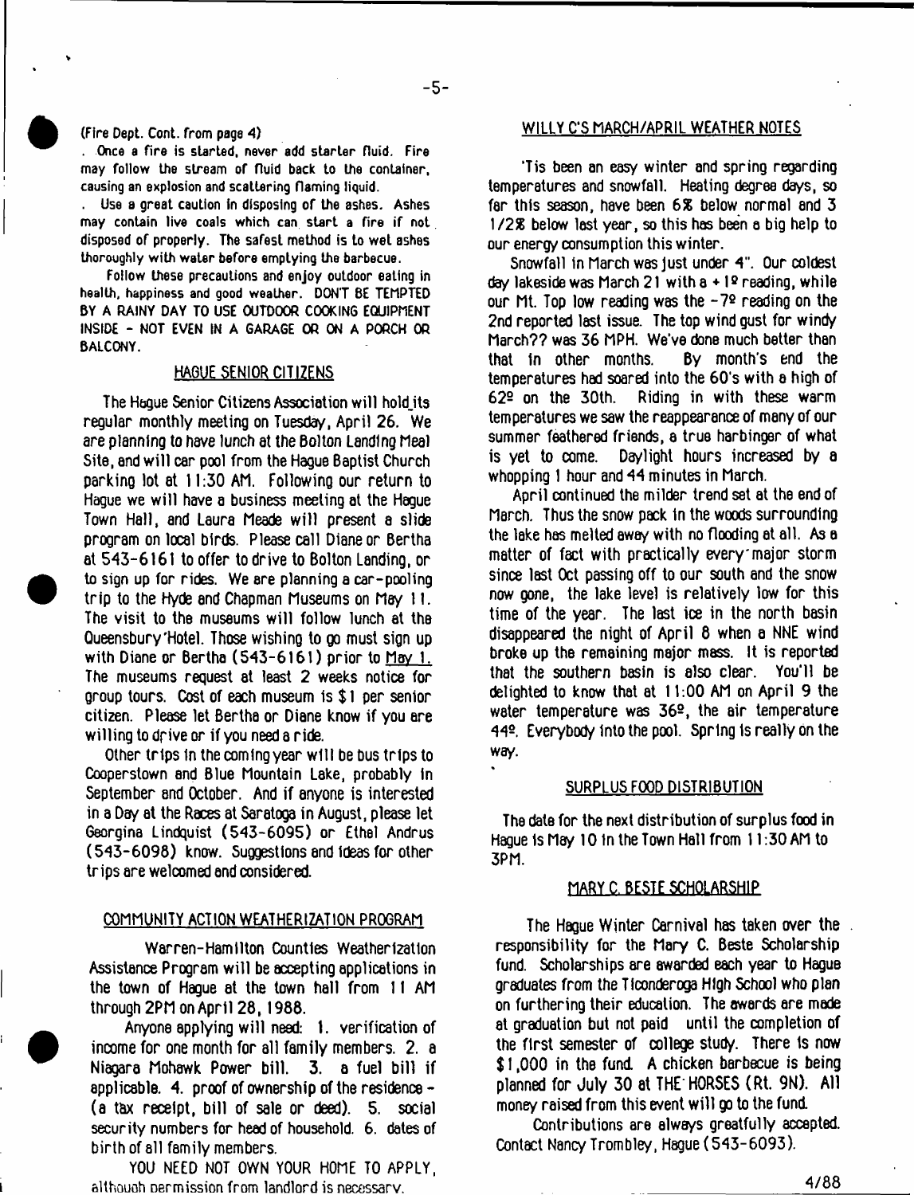(Fire Dept. Cont. from page 4)

. Once a fire is started, never add starter fluid. Fire may follow the stream of fluid back to the container, causing an explosion and scattering flaming liquid.

. Use a great caution in disposing of the ashes. Ashes may contain live coals which can start a fire if not disposed of properly. The safest method is to wet ashes thoroughly with water before emptying the barbecue.

Follow these precautions and enjoy outdoor eating in health, happiness and good weather. DON'T BE TEMPTED BY A RAINY DAY TO USE OUTDOOR COOKING EQUIPMENT INSIDE - NOT EVEN IN A GARAGE OR ON A PORCH OR BALCONY.

## HAGUE SENIOR CITIZENS

The Hague Senior Citizens Association will hold its regular monthly meeting on Tuesday, April 26. We are planning to have lunch at the Bolton Landing Meal Site, and will car pool from the Hague Baptist Church parking lot at 11:30 AM. Following our return to Hague we will have a business meeting at the Hague Town Hall, and Laura Meade will present a slide program on local birds. Please call Diane or Bertha at 543-6161 to offer to drive to Bolton Landing, or to sign up for rides. We are planning a car-pooling trip to the Hyde and Chapman Museums on May 11. The visit to the museums will follow lunch at the Queensbury Hotel. Those wishing to go must sign up with Diane or Bertha (543-6161) prior to May 1. The museums request at least 2 weeks notice for group tours. Cost of each museum is $1 per senior citizen. Please let Bertha or Diane know if you are willing to drive or if you need a ride.

Other trips in the coming year will be bus trips to Cooperstown and Blue Mountain Lake, probably in September and October. And if anyone is interested in a Day at the Races at Saratoga in August, please let Georgina Lindquist (543-6095) or Ethel Andrus (543-6098) know. Suggestions and ideas for other trips are welcomed and considered.

## COMMUNITY ACTION WEATHERIZATION PROGRAM

Warren-Hamilton Counties Weatherization Assistance Program will be accepting applications in the town of Hague at the town hall from 11 AM through 2PM on April 28, 1988.

Anyone applying will need: 1. verification of income for one month for all family members. 2. a Niagara Mohawk Power bill. 3. a fuel bill if applicable. 4. proof of ownership of the residence - (a tax receipt, bill of sale or deed). 5. social security numbers for head of household. 6. dates of birth of all family members.

YOU NEED NOT OWN YOUR HOME TO APPLY, although permission from landlord is necessary.

## WILLY C'S MARCH/APRIL WEATHER NOTES

'Tis been an easy winter and spring regarding temperatures and snowfall. Heating degree days, so far this season, have been 6% below normal and 3 1/2% below last year, so this has been a big help to our energy consumption this winter.

Snowfall in March was just under 4". Our coldest day lakeside was March 21 with a +1º reading, while our Mt. Top low reading was the -7º reading on the 2nd reported last issue. The top wind gust for windy March?? was 36 MPH. We've done much better than that in other months. By month's end the temperatures had soared into the 60's with a high of 62º on the 30th. Riding in with these warm temperatures we saw the reappearance of many of our summer feathered friends, a true harbinger of what is yet to come. Daylight hours increased by a whopping 1 hour and 44 minutes in March.

April continued the milder trend set at the end of March. Thus the snow pack in the woods surrounding the lake has melted away with no flooding at all. As a matter of fact with practically every major storm since last Oct passing off to our south and the snow now gone, the lake level is relatively low for this time of the year. The last ice in the north basin disappeared the night of April 8 when a NNE wind broke up the remaining major mass. It is reported that the southern basin is also clear. You'll be delighted to know that at 11:00 AM on April 9 the water temperature was 36º, the air temperature 44º. Everybody into the pool. Spring is really on the way.

## SURPLUS FOOD DISTRIBUTION

The date for the next distribution of surplus food in Hague is May 10 in the Town Hall from 11:30 AM to 3PM.

## MARY C. BESTE SCHOLARSHIP

The Hague Winter Carnival has taken over the responsibility for the Mary C. Beste Scholarship fund. Scholarships are awarded each year to Hague graduates from the Ticonderoga High School who plan on furthering their education. The awards are made at graduation but not paid until the completion of the first semester of college study. There is now $1,000 in the fund. A chicken barbecue is being planned for July 30 at THE HORSES (Rt. 9N). All money raised from this event will go to the fund.

Contributions are always greatfully accepted. Contact Nancy Trombley, Hague (543-6093).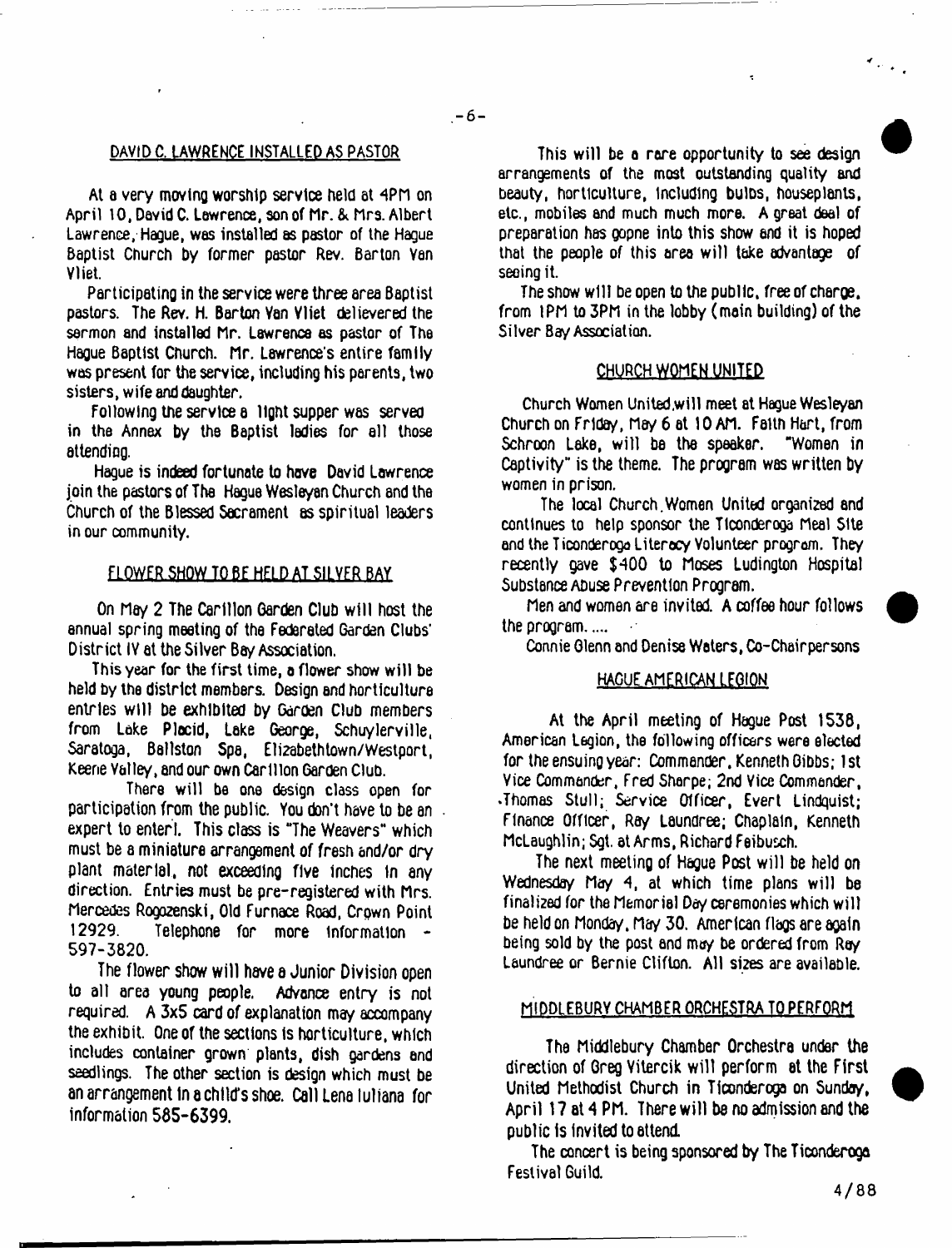## DAVID C. LAWRENCE INSTALLED AS PASTOR

At a very moving worship service held at 4PM on April 10, David C. Lawrence, son of Mr. & Mrs. Albert Lawrence, Hague, was installed as pastor of the Hague Baptist Church by former pastor Rev. Barton Van Vliet.

Participating in the service were three area Baptist pastors. The Rev. H. Barton Van Vliet delievered the sermon and installed Mr. Lawrence as pastor of The Hague Baptist Church. Mr. Lawrence's entire family was present for the service, including his parents, two sisters, wife and daughter.

Following the service a light supper was served in the Annex by the Baptist ladies for all those attending.

Hague is indeed fortunate to have David Lawrence join the pastors of The Hague Wesleyan Church and the Church of the Blessed Sacrament as spiritual leaders in our community.

## FLOWER SHOW TO BE HELD AT SILVER BAY

On May 2 The Carillon Garden Club will host the annual spring meeting of the Federated Garden Clubs' District IV at the Silver Bay Association.

This year for the first time, a flower show will be held by the district members. Design and horticulture entries will be exhibited by Garden Club members from Lake Placid, Lake George, Schuylerville, Saratoga, Ballston Spa, Elizabethtown/Westport, Keene Valley, and our own Carillon Garden Club.

There will be one design class open for participation from the public. You don't have to be an expert to enter! This class is "The Weavers" which must be a miniature arrangement of fresh and/or dry plant material, not exceeding five inches in any direction. Entries must be pre-registered with Mrs. Mercedes Rogozenski, Old Furnace Road, Crown Point 12929. Telephone for more information - 597-3820.

The flower show will have a Junior Division open to all area young people. Advance entry is not required. A 3x5 card of explanation may accompany the exhibit. One of the sections is horticulture, which includes container grown plants, dish gardens and seedlings. The other section is design which must be an arrangement in a child's shoe. Call Lena Iuliana for information 585-6399.

This will be a rare opportunity to see design arrangements of the most outstanding quality and beauty, horticulture, including bulbs, houseplants, etc., mobiles and much much more. A great deal of preparation has gopne into this show and it is hoped that the people of this area will take advantage of seeing it.

The show will be open to the public, free of charge, from 1PM to 3PM in the lobby (main building) of the Silver Bay Association.

## CHURCH WOMEN UNITED

Church Women United will meet at Hague Wesleyan Church on Friday, May 6 at 10 AM. Faith Hart, from Schroon Lake, will be the speaker. "Women in Captivity" is the theme. The program was written by women in prison.

The local Church Women United organized and continues to help sponsor the Ticonderoga Meal Site and the Ticonderoga Literacy Volunteer program. They recently gave $400 to Moses Ludington Hospital Substance Abuse Prevention Program.

Men and women are invited. A coffee hour follows the program. ....

Connie Glenn and Denise Waters, Co-Chairpersons

## HAGUE AMERICAN LEGION

At the April meeting of Hague Post 1538, American Legion, the following officers were elected for the ensuing year: Commander, Kenneth Gibbs; 1st Vice Commander, Fred Sharpe; 2nd Vice Commander, Thomas Stull; Service Officer, Evert Lindquist; Finance Officer, Ray Laundree; Chaplain, Kenneth McLaughlin; Sgt. at Arms, Richard Feibusch.

The next meeting of Hague Post will be held on Wednesday May 4, at which time plans will be finalized for the Memorial Day ceremonies which will be held on Monday, May 30. American flags are again being sold by the post and may be ordered from Ray Laundree or Bernie Clifton. All sizes are available.

## MIDDLEBURY CHAMBER ORCHESTRA TO PERFORM

The Middlebury Chamber Orchestra under the direction of Greg Vitercik will perform at the First United Methodist Church in Ticonderoga on Sunday, April 17 at 4 PM. There will be no admission and the public is invited to attend.

The concert is being sponsored by The Ticonderoga Festival Guild.

4/88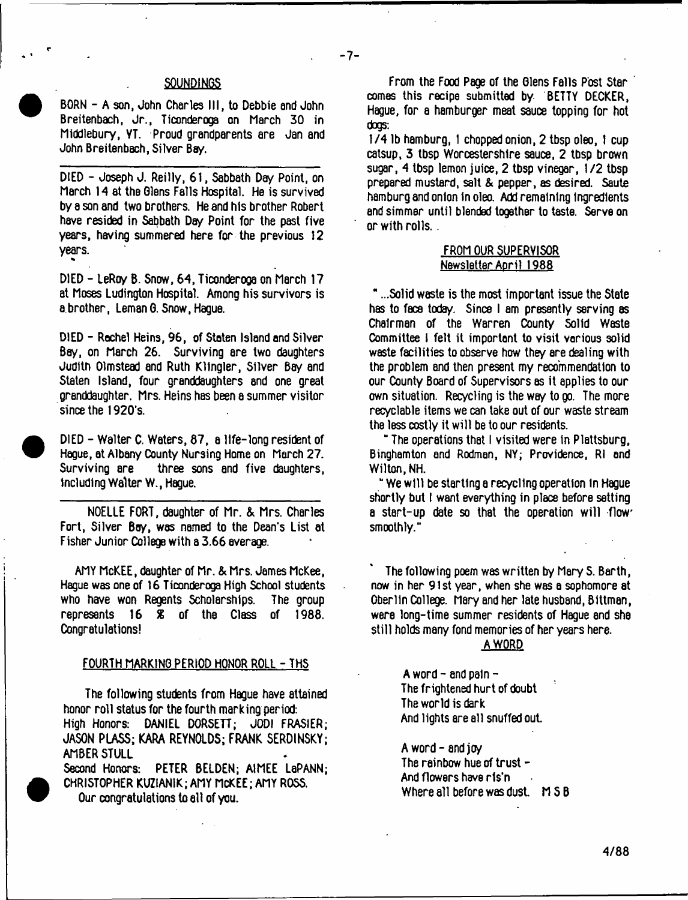## SOUNDINGS

BORN - A son, John Charles III, to Debbie and John Breitenbach, Jr., Ticonderoga on March 30 in Middlebury, VT. Proud grandparents are Jan and John Breitenbach, Silver Bay.

---

DIED - Joseph J. Reilly, 61, Sabbath Day Point, on March 14 at the Glens Falls Hospital. He is survived by a son and two brothers. He and his brother Robert have resided in Sabbath Day Point for the past five years, having summered here for the previous 12 years.

DIED - LeRoy B. Snow, 64, Ticonderoga on March 17 at Moses Ludington Hospital. Among his survivors is a brother, Leman G. Snow, Hague.

DIED - Rachel Heins, 96, of Staten Island and Silver Bay, on March 26. Surviving are two daughters Judith Olmstead and Ruth Klingler, Silver Bay and Staten Island, four granddaughters and one great granddaughter. Mrs. Heins has been a summer visitor since the 1920's.

DIED - Walter C. Waters, 87, a life-long resident of Hague, at Albany County Nursing Home on March 27. Surviving are three sons and five daughters, including Walter W., Hague.

---

NOELLE FORT, daughter of Mr. & Mrs. Charles Fort, Silver Bay, was named to the Dean's List at Fisher Junior College with a 3.66 average.

AMY McKEE, daughter of Mr. & Mrs. James McKee, Hague was one of 16 Ticonderoga High School students who have won Regents Scholarships. The group represents 16 % of the Class of 1988. Congratulations!

### FOURTH MARKING PERIOD HONOR ROLL - THS

The following students from Hague have attained honor roll status for the fourth marking period:
High Honors: DANIEL DORSETT; JODI FRASIER; JASON PLASS; KARA REYNOLDS; FRANK SERDINSKY; AMBER STULL
Second Honors: PETER BELDEN; AIMEE LaPANN; CHRISTOPHER KUZIANIK; AMY McKEE; AMY ROSS.
Our congratulations to all of you.

From the Food Page of the Glens Falls Post Star comes this recipe submitted by BETTY DECKER, Hague, for a hamburger meat sauce topping for hot dogs:

1/4 lb hamburg, 1 chopped onion, 2 tbsp oleo, 1 cup catsup, 3 tbsp Worcestershire sauce, 2 tbsp brown sugar, 4 tbsp lemon juice, 2 tbsp vinegar, 1/2 tbsp prepared mustard, salt & pepper, as desired. Saute hamburg and onion in oleo. Add remaining ingredients and simmer until blended together to taste. Serve on or with rolls.

### FROM OUR SUPERVISOR
Newsletter April 1988

"...Solid waste is the most important issue the State has to face today. Since I am presently serving as Chairman of the Warren County Solid Waste Committee I felt it important to visit various solid waste facilities to observe how they are dealing with the problem and then present my recommendation to our County Board of Supervisors as it applies to our own situation. Recycling is the way to go. The more recyclable items we can take out of our waste stream the less costly it will be to our residents.

"The operations that I visited were in Plattsburg, Binghamton and Rodman, NY; Providence, RI and Wilton, NH.

"We will be starting a recycling operation in Hague shortly but I want everything in place before setting a start-up date so that the operation will flow smoothly."

The following poem was written by Mary S. Barth, now in her 91st year, when she was a sophomore at Oberlin College. Mary and her late husband, Bittman, were long-time summer residents of Hague and she still holds many fond memories of her years here.

### A WORD

A word - and pain -
The frightened hurt of doubt
The world is dark
And lights are all snuffed out.

A word - and joy
The rainbow hue of trust -
And flowers have ris'n
Where all before was dust. M S B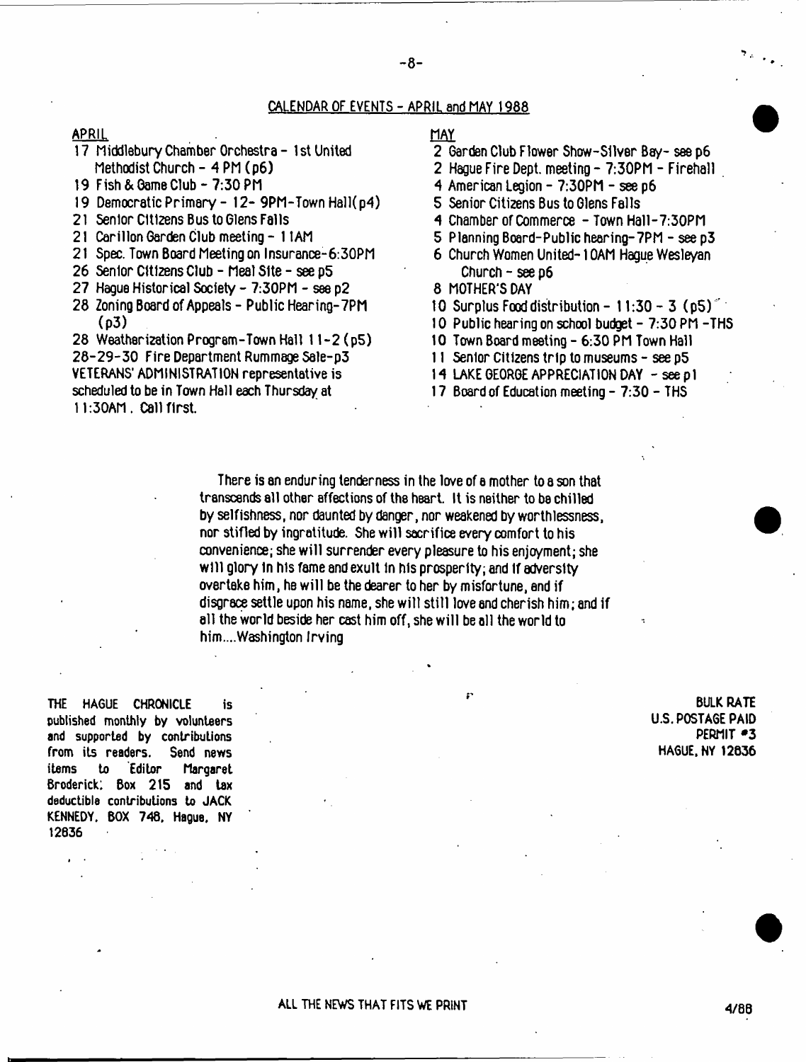## CALENDAR OF EVENTS - APRIL and MAY 1988

### APRIL

- 17 Middlebury Chamber Orchestra - 1st United Methodist Church - 4 PM (p6)
- 19 Fish & Game Club - 7:30 PM
- 19 Democratic Primary - 12- 9PM-Town Hall(p4)
- 21 Senior Citizens Bus to Glens Falls
- 21 Carillon Garden Club meeting - 11AM
- 21 Spec. Town Board Meeting on Insurance-6:30PM
- 26 Senior Citizens Club - Meal Site - see p5
- 27 Hague Historical Society - 7:30PM - see p2
- 28 Zoning Board of Appeals - Public Hearing-7PM (p3)
- 28 Weatherization Program-Town Hall 11-2 (p5)
- 28-29-30 Fire Department Rummage Sale-p3

VETERANS' ADMINISTRATION representative is scheduled to be in Town Hall each Thursday at 11:30AM. Call first.

### MAY

- 2 Garden Club Flower Show-Silver Bay- see p6
- 2 Hague Fire Dept. meeting - 7:30PM - Firehall
- 4 American Legion - 7:30PM - see p6
- 5 Senior Citizens Bus to Glens Falls
- 4 Chamber of Commerce - Town Hall-7:30PM
- 5 Planning Board-Public hearing-7PM - see p3
- 6 Church Women United-10AM Hague Wesleyan Church - see p6
- 8 MOTHER'S DAY
- 10 Surplus Food distribution - 11:30 - 3 (p5)
- 10 Public hearing on school budget - 7:30 PM -THS
- 10 Town Board meeting - 6:30 PM Town Hall
- 11 Senior Citizens trip to museums - see p5
- 14 LAKE GEORGE APPRECIATION DAY - see p1
- 17 Board of Education meeting - 7:30 - THS

There is an enduring tenderness in the love of a mother to a son that transcends all other affections of the heart. It is neither to be chilled by selfishness, nor daunted by danger, nor weakened by worthlessness, nor stifled by ingratitude. She will sacrifice every comfort to his convenience; she will surrender every pleasure to his enjoyment; she will glory in his fame and exult in his prosperity; and if adversity overtake him, he will be the dearer to her by misfortune, and if disgrace settle upon his name, she will still love and cherish him; and if all the world beside her cast him off, she will be all the world to him....Washington Irving

THE HAGUE CHRONICLE is published monthly by volunteers and supported by contributions from its readers. Send news items to Editor Margaret Broderick: Box 215 and tax deductible contributions to JACK KENNEDY, BOX 748, Hague, NY 12836

BULK RATE
U.S. POSTAGE PAID
PERMIT #3
HAGUE, NY 12836

ALL THE NEWS THAT FITS WE PRINT

4/88